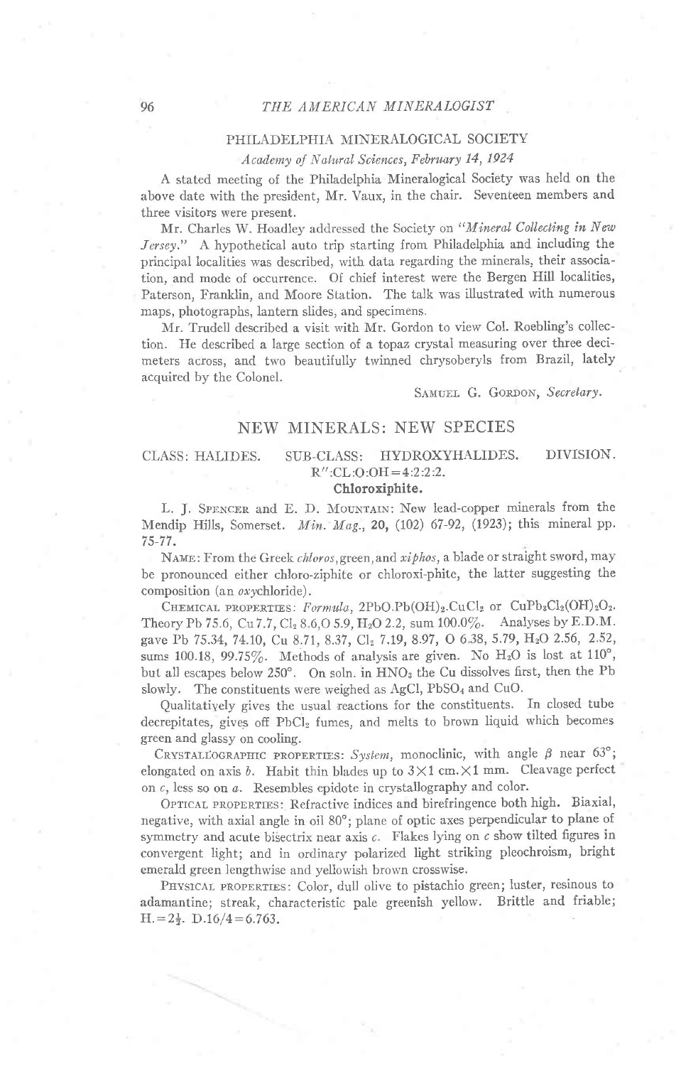## PHILADELPHIA MINERALOGICAL SOCIETY

*Academy of Natural Sciences, February 14, 1924*

A stated meeting of the Philadelphia Mineralogical Society was held on the above date with the president, Mr. Vaux, in the chair. Seventeen members and three visitors were present.

Mr. Charles W. Hoadley addressed the Society on "*Mineral Collecting in New Jersey*." A hypothetical auto trip starting from Philadelphia and including the principal localities was described, with data regarding the minerals, their association, and mode of occurrence. Of chief interest were the Bergen Hill localities, Paterson, Franklin, and Moore Station. The talk was illustrated with numerous maps, photographs, lantern slides, and specimens.

Mr. Trudell described a visit with Mr. Gordon to view Col. Roebling's collection. He described a large section of a topaz crystal measuring over three decimeters across, and two beautifully twinned chrysoberyls from Brazil, lately acquired by the Colonel.

Samuel G. Gordon, *Secretary*.

## NEW MINERALS: NEW SPECIES

CLASS: HALIDES. SUB-CLASS: HYDROXYHALIDES. DIVISION. R″:CL:O:OH = 4:2:2:2.

### Chloroxiphite.

L. J. Spencer and E. D. Mountain: New lead-copper minerals from the Mendip Hills, Somerset. *Min. Mag.*, **20**, (102) 67-92, (1923); this mineral pp. 75-77.

Name: From the Greek *chloros*, green, and *xiphos*, a blade or straight sword, may be pronounced either chloro-ziphite or chloroxi-phite, the latter suggesting the composition (an *oxy*chloride).

Chemical properties: *Formula*, $2PbO.Pb(OH)_2.CuCl_2$ or $CuPb_3Cl_2(OH)_2O_2$. Theory Pb 75.6, Cu 7.7, $Cl_2$ 8.6, O 5.9, $H_2O$ 2.2, sum 100.0%. Analyses by E.D.M. gave Pb 75.34, 74.10, Cu 8.71, 8.37, $Cl_2$ 7.19, 8.97, O 6.38, 5.79, $H_2O$ 2.56, 2.52, sums 100.18, 99.75%. Methods of analysis are given. No $H_2O$ is lost at 110°, but all escapes below 250°. On soln. in $HNO_3$ the Cu dissolves first, then the Pb slowly. The constituents were weighed as AgCl, $PbSO_4$ and CuO.

Qualitatively gives the usual reactions for the constituents. In closed tube decrepitates, gives off $PbCl_2$ fumes, and melts to brown liquid which becomes green and glassy on cooling.

Crystallographic properties: *System*, monoclinic, with angle $\beta$ near 63°; elongated on axis *b*. Habit thin blades up to 3×1 cm.×1 mm. Cleavage perfect on *c*, less so on *a*. Resembles epidote in crystallography and color.

Optical properties: Refractive indices and birefringence both high. Biaxial, negative, with axial angle in oil 80°; plane of optic axes perpendicular to plane of symmetry and acute bisectrix near axis *c*. Flakes lying on *c* show tilted figures in convergent light; and in ordinary polarized light striking pleochroism, bright emerald green lengthwise and yellowish brown crosswise.

Physical properties: Color, dull olive to pistachio green; luster, resinous to adamantine; streak, characteristic pale greenish yellow. Brittle and friable; H. = $2\frac{1}{2}$. D.16/4 = 6.763.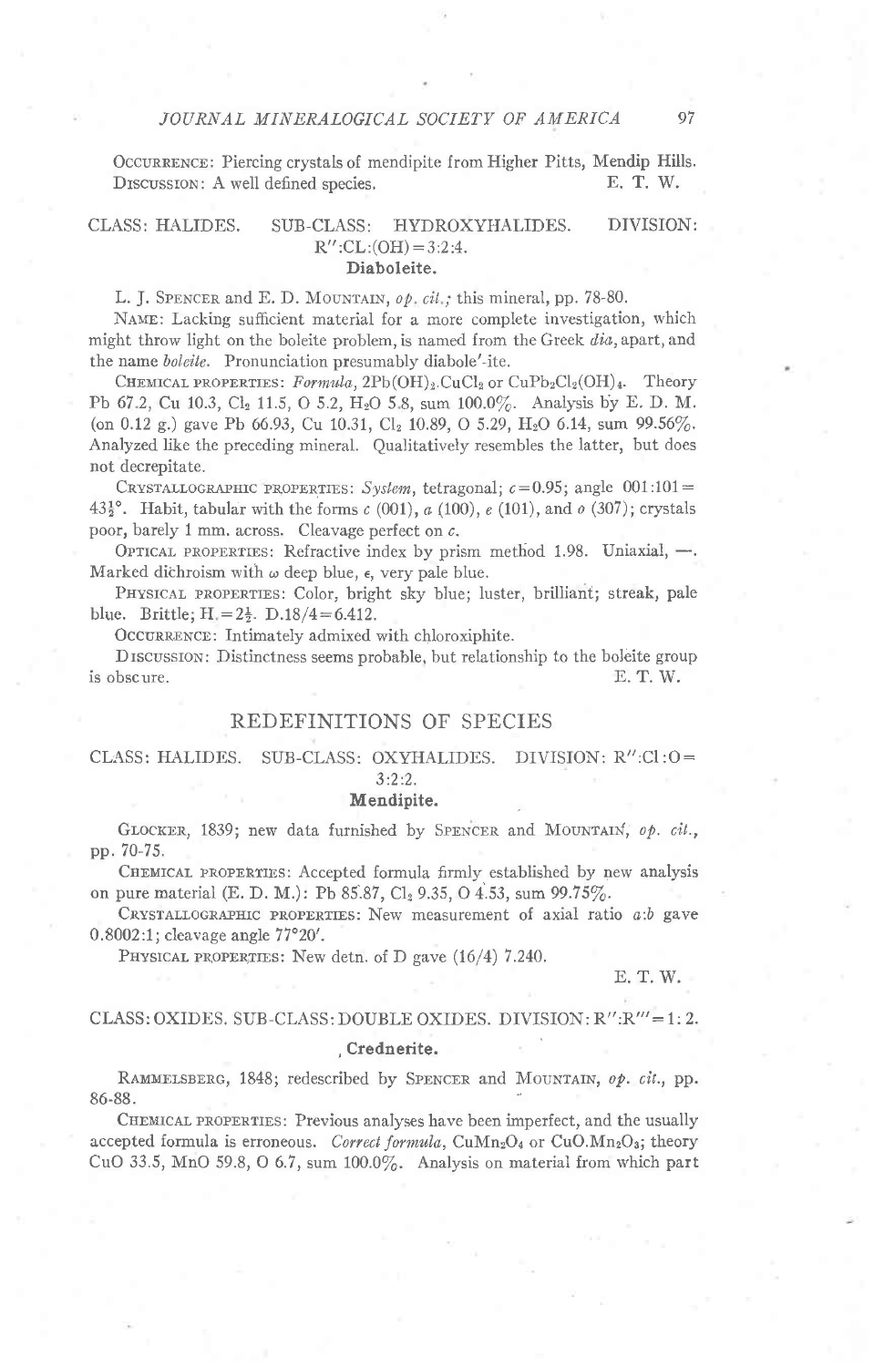OCCURRENCE: Piercing crystals of mendipite from Higher Pitts, Mendip Hills.
DISCUSSION: A well defined species. E. T. W.

CLASS: HALIDES. SUB-CLASS: HYDROXYHALIDES. DIVISION: R'':CL:(OH) = 3:2:4.

### Diaboleite.

L. J. SPENCER and E. D. MOUNTAIN, *op. cit.*; this mineral, pp. 78-80.

NAME: Lacking sufficient material for a more complete investigation, which might throw light on the boleite problem, is named from the Greek *dia*, apart, and the name *boleite*. Pronunciation presumably diabole'-ite.

CHEMICAL PROPERTIES: *Formula*, $2Pb(OH)_2.CuCl_2$ or $CuPb_2Cl_2(OH)_4$. Theory Pb 67.2, Cu 10.3, $Cl_2$ 11.5, O 5.2, $H_2O$ 5.8, sum 100.0%. Analysis by E. D. M. (on 0.12 g.) gave Pb 66.93, Cu 10.31, $Cl_2$ 10.89, O 5.29, $H_2O$ 6.14, sum 99.56%. Analyzed like the preceding mineral. Qualitatively resembles the latter, but does not decrepitate.

CRYSTALLOGRAPHIC PROPERTIES: *System*, tetragonal; $c = 0.95$; angle $001:101 = 43\frac{1}{2}°$. Habit, tabular with the forms *c* (001), *a* (100), *e* (101), and *o* (307); crystals poor, barely 1 mm. across. Cleavage perfect on *c*.

OPTICAL PROPERTIES: Refractive index by prism method 1.98. Uniaxial, —. Marked dichroism with $\omega$ deep blue, $\epsilon$, very pale blue.

PHYSICAL PROPERTIES: Color, bright sky blue; luster, brilliant; streak, pale blue. Brittle; $H. = 2\frac{1}{2}$. $D. 18/4 = 6.412$.

OCCURRENCE: Intimately admixed with chloroxiphite.

DISCUSSION: Distinctness seems probable, but relationship to the boleite group is obscure. E. T. W.

## REDEFINITIONS OF SPECIES

CLASS: HALIDES. SUB-CLASS: OXYHALIDES. DIVISION: R'':Cl:O = 3:2:2.

### Mendipite.

GLOCKER, 1839; new data furnished by SPENCER and MOUNTAIN, *op. cit.*, pp. 70-75.

CHEMICAL PROPERTIES: Accepted formula firmly established by new analysis on pure material (E. D. M.): Pb 85.87, $Cl_2$ 9.35, O 4.53, sum 99.75%.

CRYSTALLOGRAPHIC PROPERTIES: New measurement of axial ratio $a:b$ gave 0.8002:1; cleavage angle 77°20'.

PHYSICAL PROPERTIES: New detn. of D gave (16/4) 7.240.

E. T. W.

CLASS: OXIDES. SUB-CLASS: DOUBLE OXIDES. DIVISION: R'':R''' = 1:2.

### Crednerite.

RAMMELSBERG, 1848; redescribed by SPENCER and MOUNTAIN, *op. cit.*, pp. 86-88.

CHEMICAL PROPERTIES: Previous analyses have been imperfect, and the usually accepted formula is erroneous. *Correct formula*, $CuMn_2O_4$ or $CuO.Mn_2O_3$; theory CuO 33.5, MnO 59.8, O 6.7, sum 100.0%. Analysis on material from which part